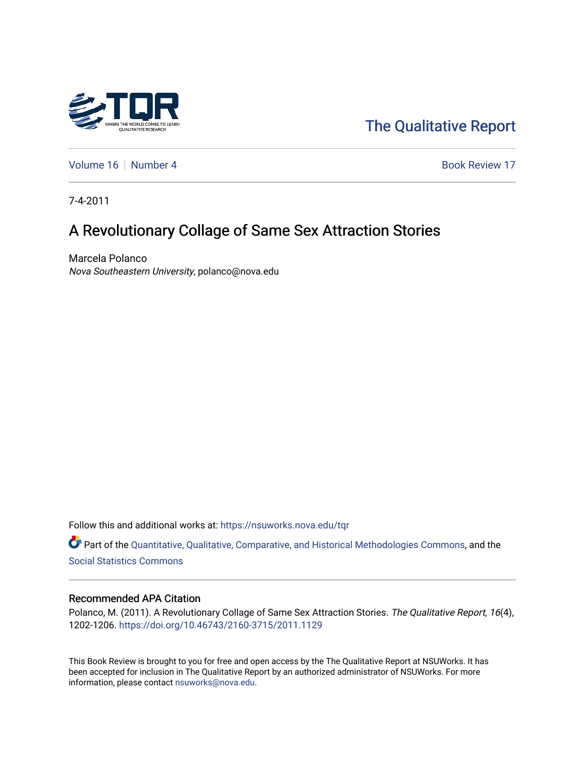The Qualitative Report

Volume 16 | Number 4 | Book Review 17

7-4-2011

# A Revolutionary Collage of Same Sex Attraction Stories

Marcela Polanco
*Nova Southeastern University*, polanco@nova.edu

Follow this and additional works at: https://nsuworks.nova.edu/tqr

Part of the Quantitative, Qualitative, Comparative, and Historical Methodologies Commons, and the Social Statistics Commons

## Recommended APA Citation

Polanco, M. (2011). A Revolutionary Collage of Same Sex Attraction Stories. *The Qualitative Report*, *16*(4), 1202-1206. https://doi.org/10.46743/2160-3715/2011.1129

This Book Review is brought to you for free and open access by the The Qualitative Report at NSUWorks. It has been accepted for inclusion in The Qualitative Report by an authorized administrator of NSUWorks. For more information, please contact nsuworks@nova.edu.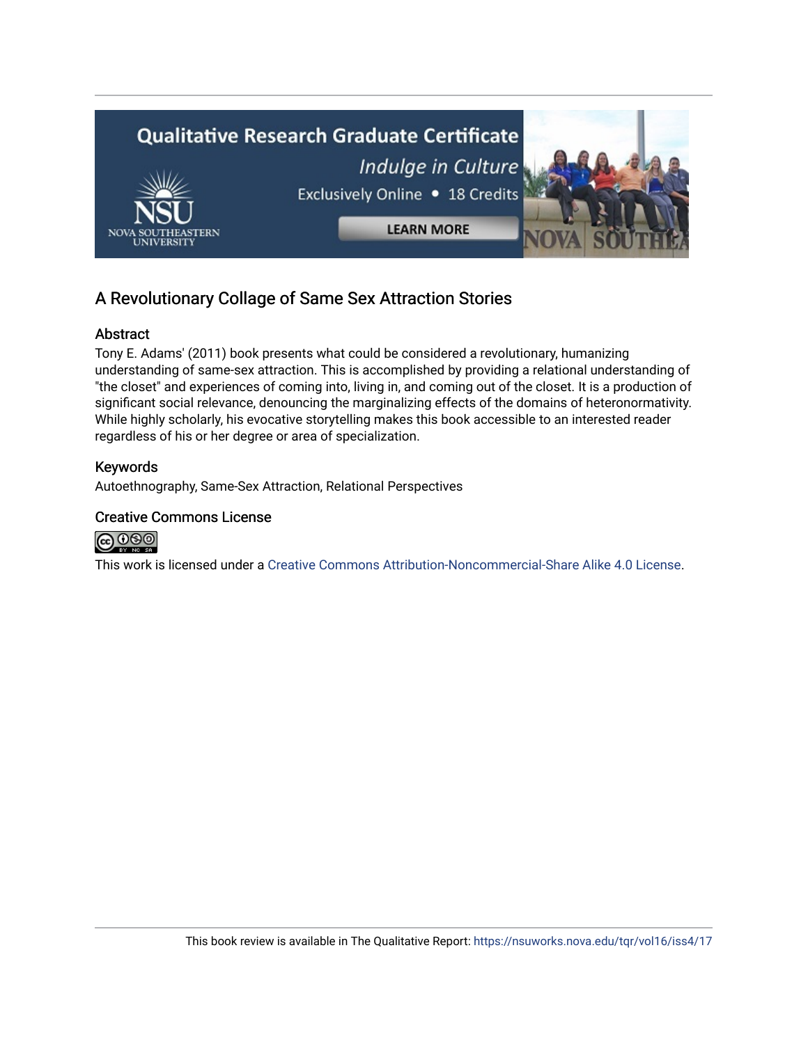# A Revolutionary Collage of Same Sex Attraction Stories

## Abstract

Tony E. Adams' (2011) book presents what could be considered a revolutionary, humanizing understanding of same-sex attraction. This is accomplished by providing a relational understanding of "the closet" and experiences of coming into, living in, and coming out of the closet. It is a production of significant social relevance, denouncing the marginalizing effects of the domains of heteronormativity. While highly scholarly, his evocative storytelling makes this book accessible to an interested reader regardless of his or her degree or area of specialization.

## Keywords

Autoethnography, Same-Sex Attraction, Relational Perspectives

## Creative Commons License

This work is licensed under a Creative Commons Attribution-Noncommercial-Share Alike 4.0 License.

This book review is available in The Qualitative Report: https://nsuworks.nova.edu/tqr/vol16/iss4/17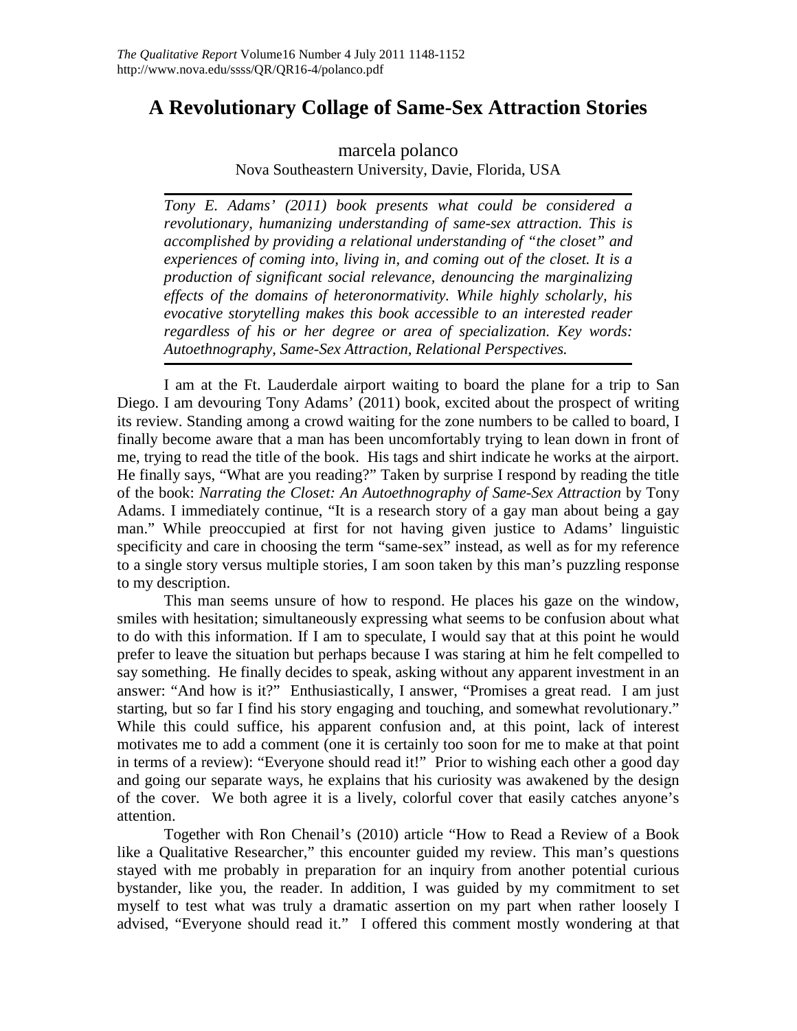# A Revolutionary Collage of Same-Sex Attraction Stories

marcela polanco
Nova Southeastern University, Davie, Florida, USA

*Tony E. Adams' (2011) book presents what could be considered a revolutionary, humanizing understanding of same-sex attraction. This is accomplished by providing a relational understanding of "the closet" and experiences of coming into, living in, and coming out of the closet. It is a production of significant social relevance, denouncing the marginalizing effects of the domains of heteronormativity. While highly scholarly, his evocative storytelling makes this book accessible to an interested reader regardless of his or her degree or area of specialization. Key words: Autoethnography, Same-Sex Attraction, Relational Perspectives.*

I am at the Ft. Lauderdale airport waiting to board the plane for a trip to San Diego. I am devouring Tony Adams' (2011) book, excited about the prospect of writing its review. Standing among a crowd waiting for the zone numbers to be called to board, I finally become aware that a man has been uncomfortably trying to lean down in front of me, trying to read the title of the book. His tags and shirt indicate he works at the airport. He finally says, "What are you reading?" Taken by surprise I respond by reading the title of the book: *Narrating the Closet: An Autoethnography of Same-Sex Attraction* by Tony Adams. I immediately continue, "It is a research story of a gay man about being a gay man." While preoccupied at first for not having given justice to Adams' linguistic specificity and care in choosing the term "same-sex" instead, as well as for my reference to a single story versus multiple stories, I am soon taken by this man's puzzling response to my description.

This man seems unsure of how to respond. He places his gaze on the window, smiles with hesitation; simultaneously expressing what seems to be confusion about what to do with this information. If I am to speculate, I would say that at this point he would prefer to leave the situation but perhaps because I was staring at him he felt compelled to say something. He finally decides to speak, asking without any apparent investment in an answer: "And how is it?" Enthusiastically, I answer, "Promises a great read. I am just starting, but so far I find his story engaging and touching, and somewhat revolutionary." While this could suffice, his apparent confusion and, at this point, lack of interest motivates me to add a comment (one it is certainly too soon for me to make at that point in terms of a review): "Everyone should read it!" Prior to wishing each other a good day and going our separate ways, he explains that his curiosity was awakened by the design of the cover. We both agree it is a lively, colorful cover that easily catches anyone's attention.

Together with Ron Chenail's (2010) article "How to Read a Review of a Book like a Qualitative Researcher," this encounter guided my review. This man's questions stayed with me probably in preparation for an inquiry from another potential curious bystander, like you, the reader. In addition, I was guided by my commitment to set myself to test what was truly a dramatic assertion on my part when rather loosely I advised, "Everyone should read it." I offered this comment mostly wondering at that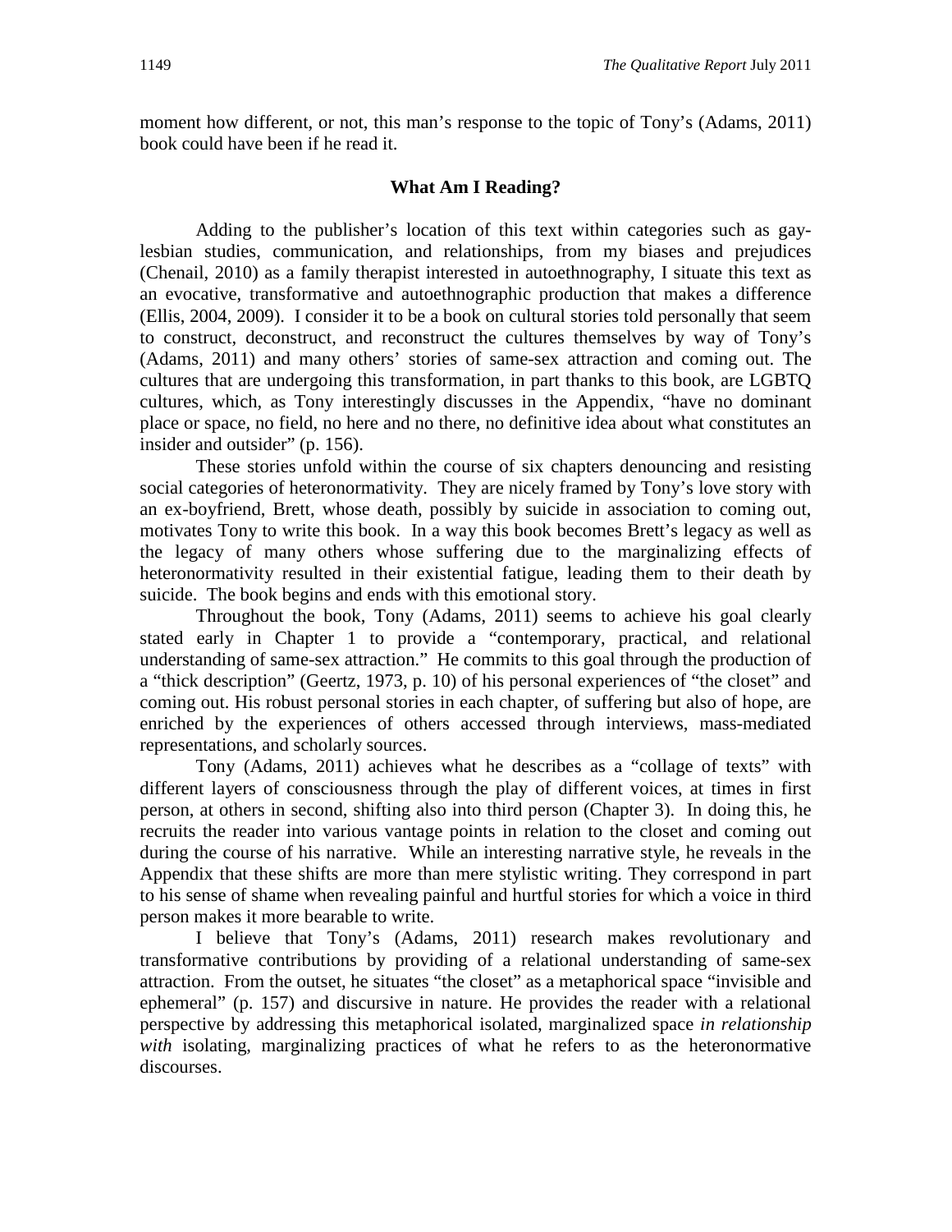moment how different, or not, this man's response to the topic of Tony's (Adams, 2011) book could have been if he read it.

## What Am I Reading?

Adding to the publisher's location of this text within categories such as gay-lesbian studies, communication, and relationships, from my biases and prejudices (Chenail, 2010) as a family therapist interested in autoethnography, I situate this text as an evocative, transformative and autoethnographic production that makes a difference (Ellis, 2004, 2009). I consider it to be a book on cultural stories told personally that seem to construct, deconstruct, and reconstruct the cultures themselves by way of Tony's (Adams, 2011) and many others' stories of same-sex attraction and coming out. The cultures that are undergoing this transformation, in part thanks to this book, are LGBTQ cultures, which, as Tony interestingly discusses in the Appendix, "have no dominant place or space, no field, no here and no there, no definitive idea about what constitutes an insider and outsider" (p. 156).

These stories unfold within the course of six chapters denouncing and resisting social categories of heteronormativity. They are nicely framed by Tony's love story with an ex-boyfriend, Brett, whose death, possibly by suicide in association to coming out, motivates Tony to write this book. In a way this book becomes Brett's legacy as well as the legacy of many others whose suffering due to the marginalizing effects of heteronormativity resulted in their existential fatigue, leading them to their death by suicide. The book begins and ends with this emotional story.

Throughout the book, Tony (Adams, 2011) seems to achieve his goal clearly stated early in Chapter 1 to provide a "contemporary, practical, and relational understanding of same-sex attraction." He commits to this goal through the production of a "thick description" (Geertz, 1973, p. 10) of his personal experiences of "the closet" and coming out. His robust personal stories in each chapter, of suffering but also of hope, are enriched by the experiences of others accessed through interviews, mass-mediated representations, and scholarly sources.

Tony (Adams, 2011) achieves what he describes as a "collage of texts" with different layers of consciousness through the play of different voices, at times in first person, at others in second, shifting also into third person (Chapter 3). In doing this, he recruits the reader into various vantage points in relation to the closet and coming out during the course of his narrative. While an interesting narrative style, he reveals in the Appendix that these shifts are more than mere stylistic writing. They correspond in part to his sense of shame when revealing painful and hurtful stories for which a voice in third person makes it more bearable to write.

I believe that Tony's (Adams, 2011) research makes revolutionary and transformative contributions by providing of a relational understanding of same-sex attraction. From the outset, he situates "the closet" as a metaphorical space "invisible and ephemeral" (p. 157) and discursive in nature. He provides the reader with a relational perspective by addressing this metaphorical isolated, marginalized space *in relationship with* isolating, marginalizing practices of what he refers to as the heteronormative discourses.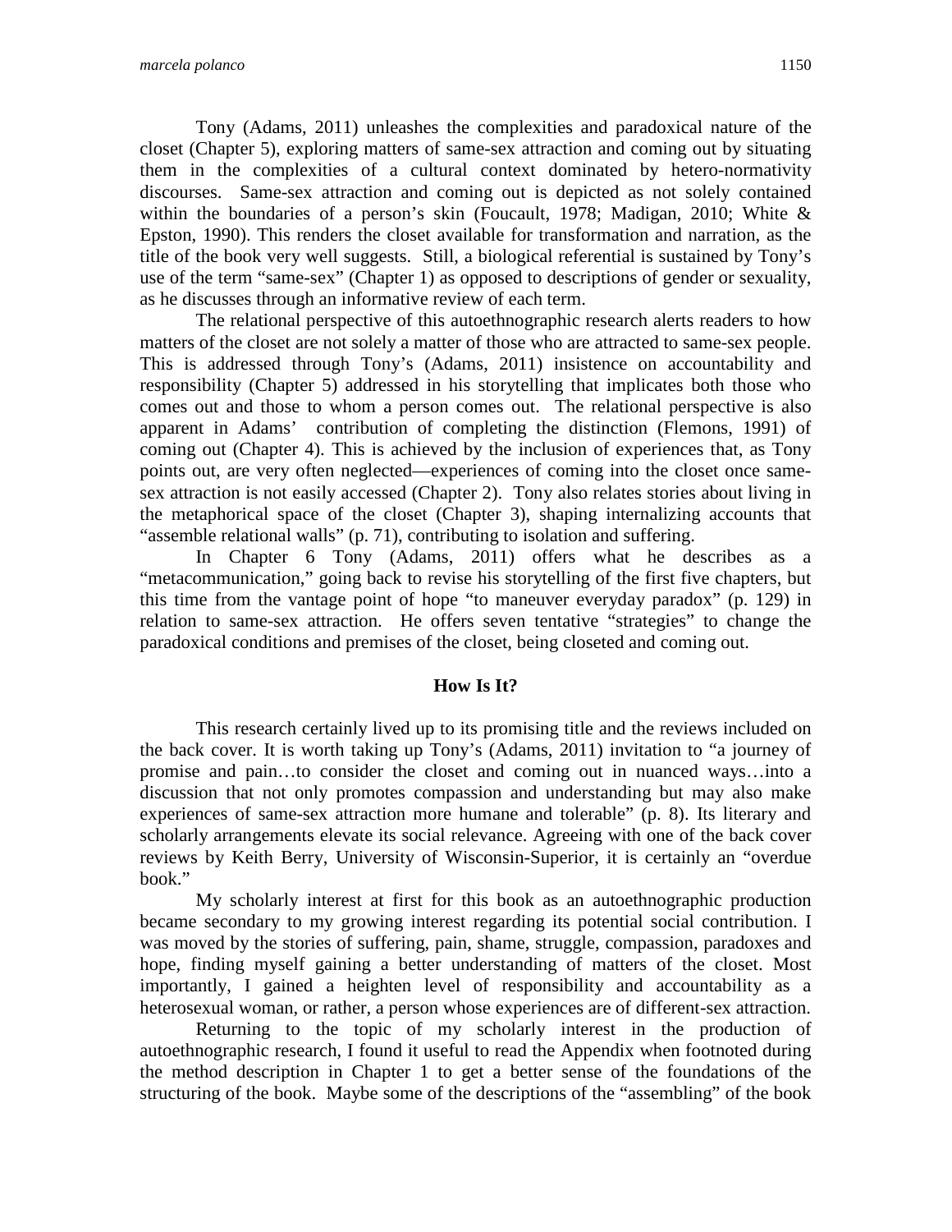Tony (Adams, 2011) unleashes the complexities and paradoxical nature of the closet (Chapter 5), exploring matters of same-sex attraction and coming out by situating them in the complexities of a cultural context dominated by hetero-normativity discourses. Same-sex attraction and coming out is depicted as not solely contained within the boundaries of a person's skin (Foucault, 1978; Madigan, 2010; White & Epston, 1990). This renders the closet available for transformation and narration, as the title of the book very well suggests. Still, a biological referential is sustained by Tony's use of the term "same-sex" (Chapter 1) as opposed to descriptions of gender or sexuality, as he discusses through an informative review of each term.

The relational perspective of this autoethnographic research alerts readers to how matters of the closet are not solely a matter of those who are attracted to same-sex people. This is addressed through Tony's (Adams, 2011) insistence on accountability and responsibility (Chapter 5) addressed in his storytelling that implicates both those who comes out and those to whom a person comes out. The relational perspective is also apparent in Adams' contribution of completing the distinction (Flemons, 1991) of coming out (Chapter 4). This is achieved by the inclusion of experiences that, as Tony points out, are very often neglected—experiences of coming into the closet once same-sex attraction is not easily accessed (Chapter 2). Tony also relates stories about living in the metaphorical space of the closet (Chapter 3), shaping internalizing accounts that "assemble relational walls" (p. 71), contributing to isolation and suffering.

In Chapter 6 Tony (Adams, 2011) offers what he describes as a "metacommunication," going back to revise his storytelling of the first five chapters, but this time from the vantage point of hope "to maneuver everyday paradox" (p. 129) in relation to same-sex attraction. He offers seven tentative "strategies" to change the paradoxical conditions and premises of the closet, being closeted and coming out.

## How Is It?

This research certainly lived up to its promising title and the reviews included on the back cover. It is worth taking up Tony's (Adams, 2011) invitation to "a journey of promise and pain…to consider the closet and coming out in nuanced ways…into a discussion that not only promotes compassion and understanding but may also make experiences of same-sex attraction more humane and tolerable" (p. 8). Its literary and scholarly arrangements elevate its social relevance. Agreeing with one of the back cover reviews by Keith Berry, University of Wisconsin-Superior, it is certainly an "overdue book."

My scholarly interest at first for this book as an autoethnographic production became secondary to my growing interest regarding its potential social contribution. I was moved by the stories of suffering, pain, shame, struggle, compassion, paradoxes and hope, finding myself gaining a better understanding of matters of the closet. Most importantly, I gained a heighten level of responsibility and accountability as a heterosexual woman, or rather, a person whose experiences are of different-sex attraction.

Returning to the topic of my scholarly interest in the production of autoethnographic research, I found it useful to read the Appendix when footnoted during the method description in Chapter 1 to get a better sense of the foundations of the structuring of the book. Maybe some of the descriptions of the "assembling" of the book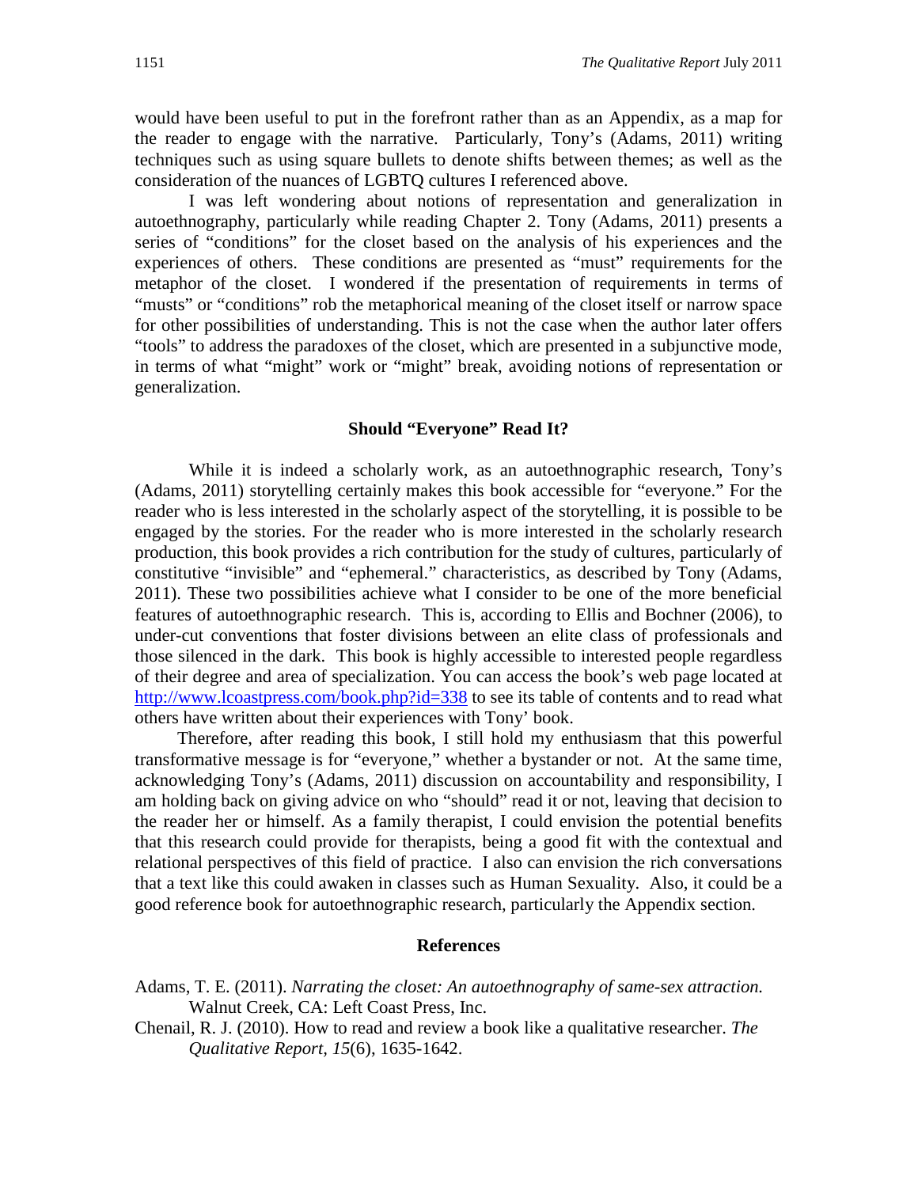would have been useful to put in the forefront rather than as an Appendix, as a map for the reader to engage with the narrative. Particularly, Tony's (Adams, 2011) writing techniques such as using square bullets to denote shifts between themes; as well as the consideration of the nuances of LGBTQ cultures I referenced above.

I was left wondering about notions of representation and generalization in autoethnography, particularly while reading Chapter 2. Tony (Adams, 2011) presents a series of "conditions" for the closet based on the analysis of his experiences and the experiences of others. These conditions are presented as "must" requirements for the metaphor of the closet. I wondered if the presentation of requirements in terms of "musts" or "conditions" rob the metaphorical meaning of the closet itself or narrow space for other possibilities of understanding. This is not the case when the author later offers "tools" to address the paradoxes of the closet, which are presented in a subjunctive mode, in terms of what "might" work or "might" break, avoiding notions of representation or generalization.

## Should "Everyone" Read It?

While it is indeed a scholarly work, as an autoethnographic research, Tony's (Adams, 2011) storytelling certainly makes this book accessible for "everyone." For the reader who is less interested in the scholarly aspect of the storytelling, it is possible to be engaged by the stories. For the reader who is more interested in the scholarly research production, this book provides a rich contribution for the study of cultures, particularly of constitutive "invisible" and "ephemeral." characteristics, as described by Tony (Adams, 2011). These two possibilities achieve what I consider to be one of the more beneficial features of autoethnographic research. This is, according to Ellis and Bochner (2006), to under-cut conventions that foster divisions between an elite class of professionals and those silenced in the dark. This book is highly accessible to interested people regardless of their degree and area of specialization. You can access the book's web page located at http://www.lcoastpress.com/book.php?id=338 to see its table of contents and to read what others have written about their experiences with Tony' book.

Therefore, after reading this book, I still hold my enthusiasm that this powerful transformative message is for "everyone," whether a bystander or not. At the same time, acknowledging Tony's (Adams, 2011) discussion on accountability and responsibility, I am holding back on giving advice on who "should" read it or not, leaving that decision to the reader her or himself. As a family therapist, I could envision the potential benefits that this research could provide for therapists, being a good fit with the contextual and relational perspectives of this field of practice. I also can envision the rich conversations that a text like this could awaken in classes such as Human Sexuality. Also, it could be a good reference book for autoethnographic research, particularly the Appendix section.

## References

Adams, T. E. (2011). *Narrating the closet: An autoethnography of same-sex attraction.* Walnut Creek, CA: Left Coast Press, Inc.

Chenail, R. J. (2010). How to read and review a book like a qualitative researcher. *The Qualitative Report, 15*(6), 1635-1642.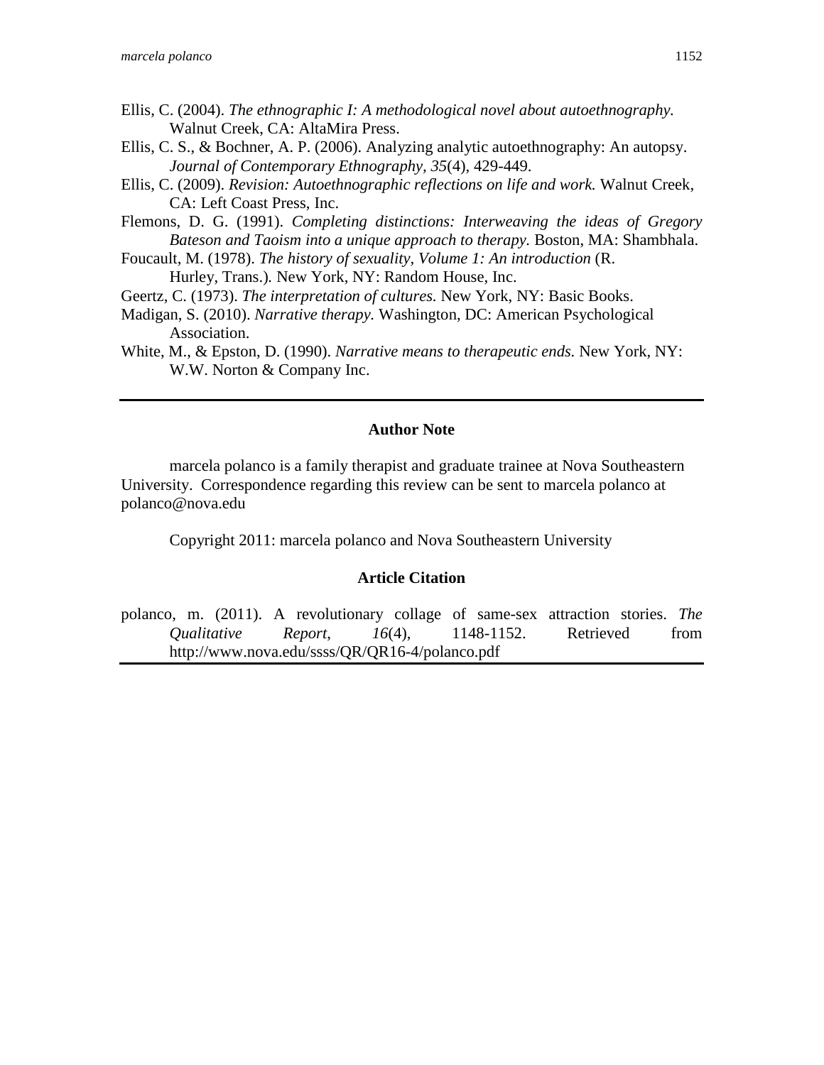Ellis, C. (2004). *The ethnographic I: A methodological novel about autoethnography.* Walnut Creek, CA: AltaMira Press.

Ellis, C. S., & Bochner, A. P. (2006). Analyzing analytic autoethnography: An autopsy. *Journal of Contemporary Ethnography, 35*(4), 429-449.

Ellis, C. (2009). *Revision: Autoethnographic reflections on life and work.* Walnut Creek, CA: Left Coast Press, Inc.

Flemons, D. G. (1991). *Completing distinctions: Interweaving the ideas of Gregory Bateson and Taoism into a unique approach to therapy.* Boston, MA: Shambhala.

Foucault, M. (1978). *The history of sexuality, Volume 1: An introduction* (R. Hurley, Trans.). New York, NY: Random House, Inc.

Geertz, C. (1973). *The interpretation of cultures.* New York, NY: Basic Books.

Madigan, S. (2010). *Narrative therapy.* Washington, DC: American Psychological Association.

White, M., & Epston, D. (1990). *Narrative means to therapeutic ends.* New York, NY: W.W. Norton & Company Inc.

---

### Author Note

marcela polanco is a family therapist and graduate trainee at Nova Southeastern University. Correspondence regarding this review can be sent to marcela polanco at polanco@nova.edu

Copyright 2011: marcela polanco and Nova Southeastern University

### Article Citation

polanco, m. (2011). A revolutionary collage of same-sex attraction stories. *The Qualitative Report, 16*(4), 1148-1152. Retrieved from http://www.nova.edu/ssss/QR/QR16-4/polanco.pdf